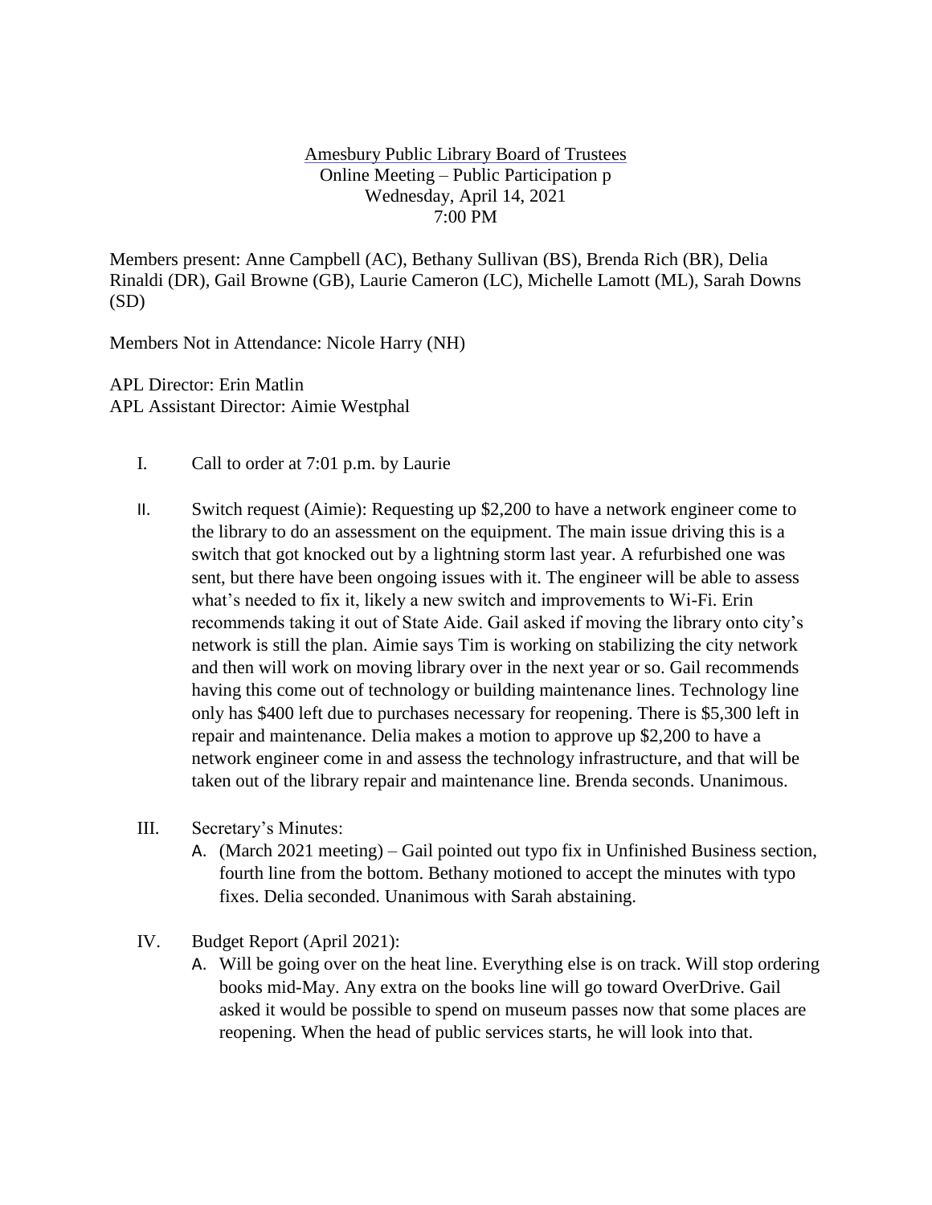Amesbury Public Library Board of Trustees
Online Meeting – Public Participation p
Wednesday, April 14, 2021
7:00 PM

Members present: Anne Campbell (AC), Bethany Sullivan (BS), Brenda Rich (BR), Delia Rinaldi (DR), Gail Browne (GB), Laurie Cameron (LC), Michelle Lamott (ML), Sarah Downs (SD)

Members Not in Attendance: Nicole Harry (NH)

APL Director: Erin Matlin
APL Assistant Director: Aimie Westphal

I. Call to order at 7:01 p.m. by Laurie

II. Switch request (Aimie): Requesting up $2,200 to have a network engineer come to the library to do an assessment on the equipment. The main issue driving this is a switch that got knocked out by a lightning storm last year. A refurbished one was sent, but there have been ongoing issues with it. The engineer will be able to assess what's needed to fix it, likely a new switch and improvements to Wi-Fi. Erin recommends taking it out of State Aide. Gail asked if moving the library onto city's network is still the plan. Aimie says Tim is working on stabilizing the city network and then will work on moving library over in the next year or so. Gail recommends having this come out of technology or building maintenance lines. Technology line only has $400 left due to purchases necessary for reopening. There is $5,300 left in repair and maintenance. Delia makes a motion to approve up $2,200 to have a network engineer come in and assess the technology infrastructure, and that will be taken out of the library repair and maintenance line. Brenda seconds. Unanimous.

III. Secretary's Minutes:
   A. (March 2021 meeting) – Gail pointed out typo fix in Unfinished Business section, fourth line from the bottom. Bethany motioned to accept the minutes with typo fixes. Delia seconded. Unanimous with Sarah abstaining.

IV. Budget Report (April 2021):
   A. Will be going over on the heat line. Everything else is on track. Will stop ordering books mid-May. Any extra on the books line will go toward OverDrive. Gail asked it would be possible to spend on museum passes now that some places are reopening. When the head of public services starts, he will look into that.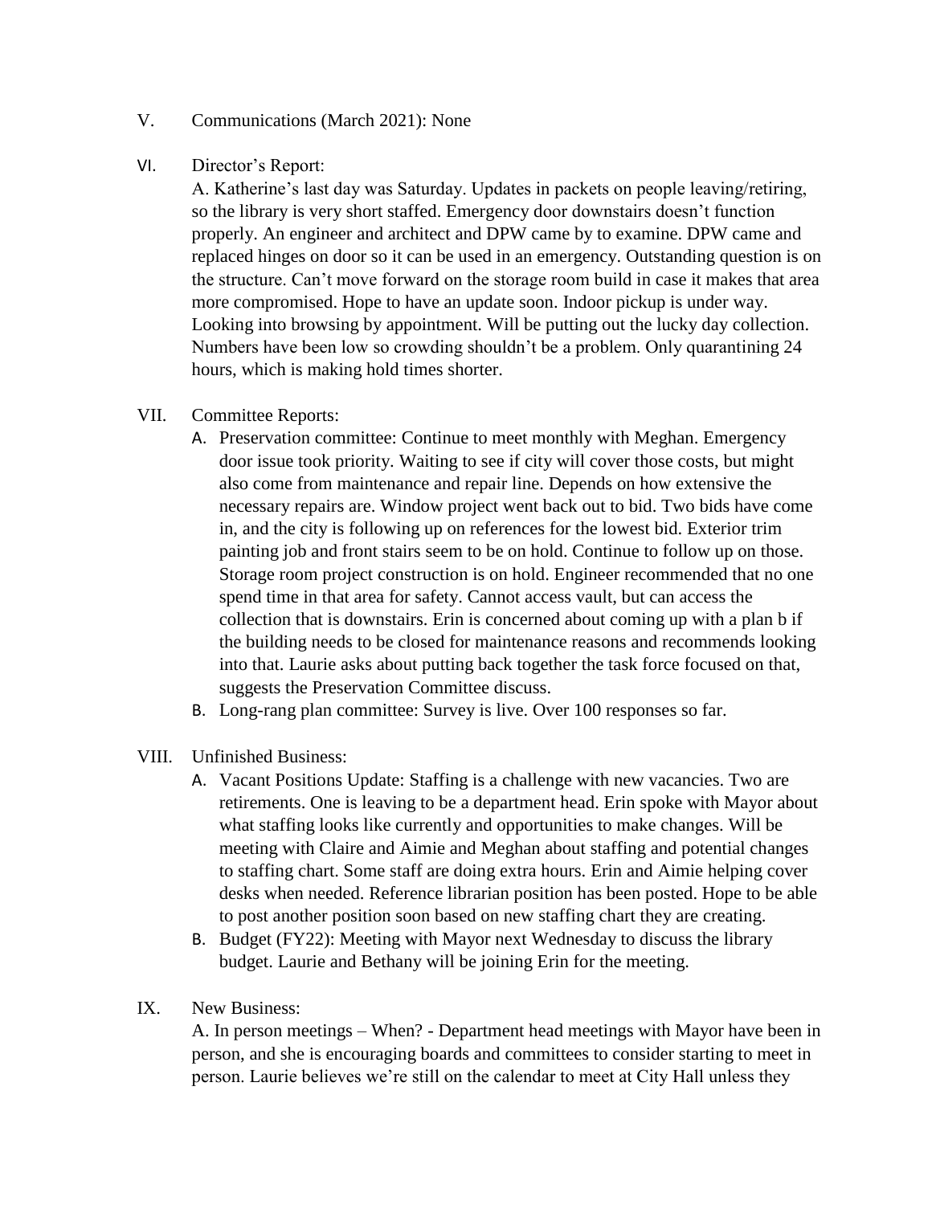V. Communications (March 2021): None

VI. Director's Report:

A. Katherine's last day was Saturday. Updates in packets on people leaving/retiring, so the library is very short staffed. Emergency door downstairs doesn't function properly. An engineer and architect and DPW came by to examine. DPW came and replaced hinges on door so it can be used in an emergency. Outstanding question is on the structure. Can't move forward on the storage room build in case it makes that area more compromised. Hope to have an update soon. Indoor pickup is under way. Looking into browsing by appointment. Will be putting out the lucky day collection. Numbers have been low so crowding shouldn't be a problem. Only quarantining 24 hours, which is making hold times shorter.

VII. Committee Reports:

A. Preservation committee: Continue to meet monthly with Meghan. Emergency door issue took priority. Waiting to see if city will cover those costs, but might also come from maintenance and repair line. Depends on how extensive the necessary repairs are. Window project went back out to bid. Two bids have come in, and the city is following up on references for the lowest bid. Exterior trim painting job and front stairs seem to be on hold. Continue to follow up on those. Storage room project construction is on hold. Engineer recommended that no one spend time in that area for safety. Cannot access vault, but can access the collection that is downstairs. Erin is concerned about coming up with a plan b if the building needs to be closed for maintenance reasons and recommends looking into that. Laurie asks about putting back together the task force focused on that, suggests the Preservation Committee discuss.

B. Long-rang plan committee: Survey is live. Over 100 responses so far.

VIII. Unfinished Business:

A. Vacant Positions Update: Staffing is a challenge with new vacancies. Two are retirements. One is leaving to be a department head. Erin spoke with Mayor about what staffing looks like currently and opportunities to make changes. Will be meeting with Claire and Aimie and Meghan about staffing and potential changes to staffing chart. Some staff are doing extra hours. Erin and Aimie helping cover desks when needed. Reference librarian position has been posted. Hope to be able to post another position soon based on new staffing chart they are creating.

B. Budget (FY22): Meeting with Mayor next Wednesday to discuss the library budget. Laurie and Bethany will be joining Erin for the meeting.

IX. New Business:

A. In person meetings – When? - Department head meetings with Mayor have been in person, and she is encouraging boards and committees to consider starting to meet in person. Laurie believes we're still on the calendar to meet at City Hall unless they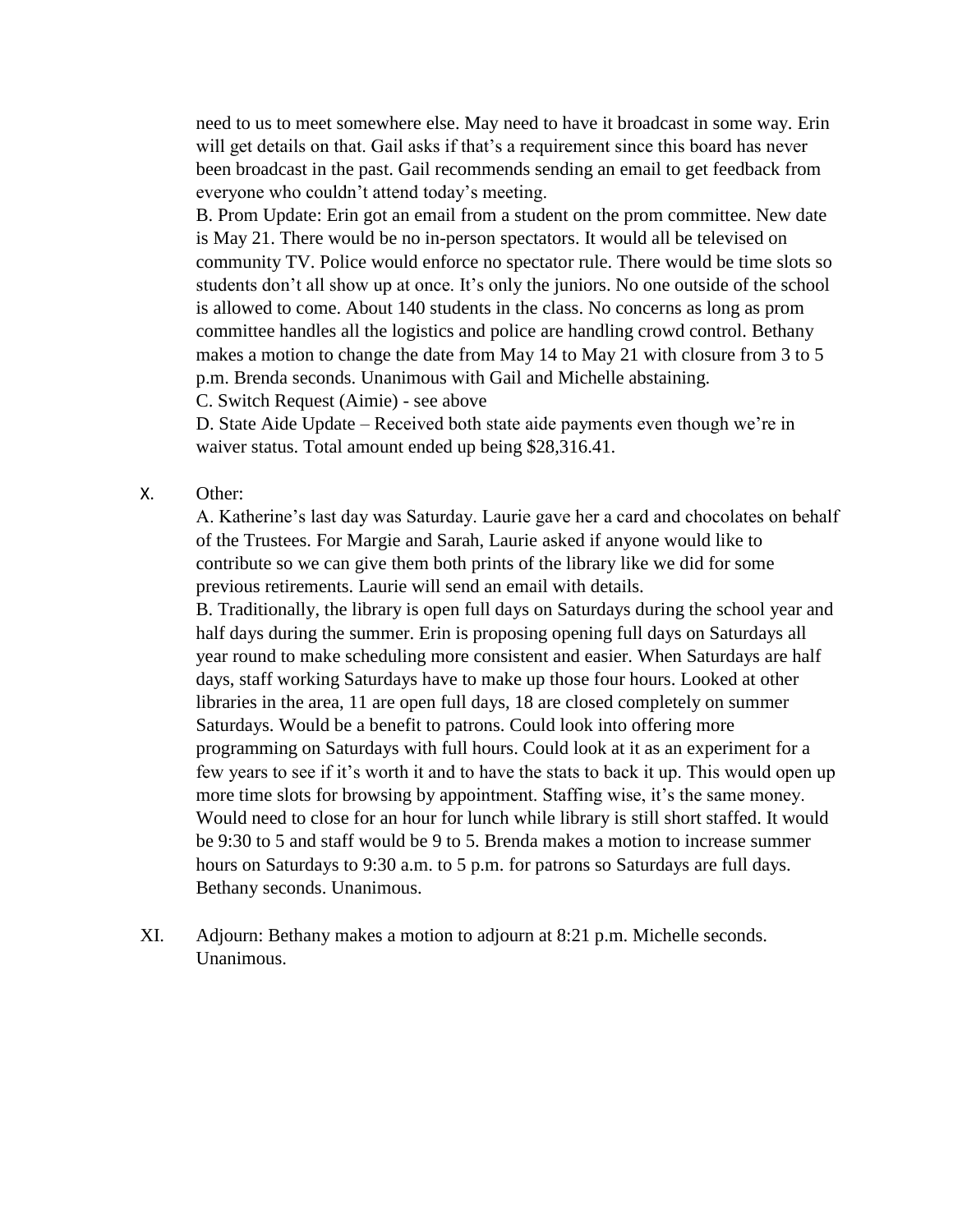need to us to meet somewhere else. May need to have it broadcast in some way. Erin will get details on that. Gail asks if that's a requirement since this board has never been broadcast in the past. Gail recommends sending an email to get feedback from everyone who couldn't attend today's meeting.

B. Prom Update: Erin got an email from a student on the prom committee. New date is May 21. There would be no in-person spectators. It would all be televised on community TV. Police would enforce no spectator rule. There would be time slots so students don't all show up at once. It's only the juniors. No one outside of the school is allowed to come. About 140 students in the class. No concerns as long as prom committee handles all the logistics and police are handling crowd control. Bethany makes a motion to change the date from May 14 to May 21 with closure from 3 to 5 p.m. Brenda seconds. Unanimous with Gail and Michelle abstaining.

C. Switch Request (Aimie) - see above

D. State Aide Update – Received both state aide payments even though we're in waiver status. Total amount ended up being $28,316.41.

X. Other:

A. Katherine's last day was Saturday. Laurie gave her a card and chocolates on behalf of the Trustees. For Margie and Sarah, Laurie asked if anyone would like to contribute so we can give them both prints of the library like we did for some previous retirements. Laurie will send an email with details.

B. Traditionally, the library is open full days on Saturdays during the school year and half days during the summer. Erin is proposing opening full days on Saturdays all year round to make scheduling more consistent and easier. When Saturdays are half days, staff working Saturdays have to make up those four hours. Looked at other libraries in the area, 11 are open full days, 18 are closed completely on summer Saturdays. Would be a benefit to patrons. Could look into offering more programming on Saturdays with full hours. Could look at it as an experiment for a few years to see if it's worth it and to have the stats to back it up. This would open up more time slots for browsing by appointment. Staffing wise, it's the same money. Would need to close for an hour for lunch while library is still short staffed. It would be 9:30 to 5 and staff would be 9 to 5. Brenda makes a motion to increase summer hours on Saturdays to 9:30 a.m. to 5 p.m. for patrons so Saturdays are full days. Bethany seconds. Unanimous.

XI. Adjourn: Bethany makes a motion to adjourn at 8:21 p.m. Michelle seconds. Unanimous.